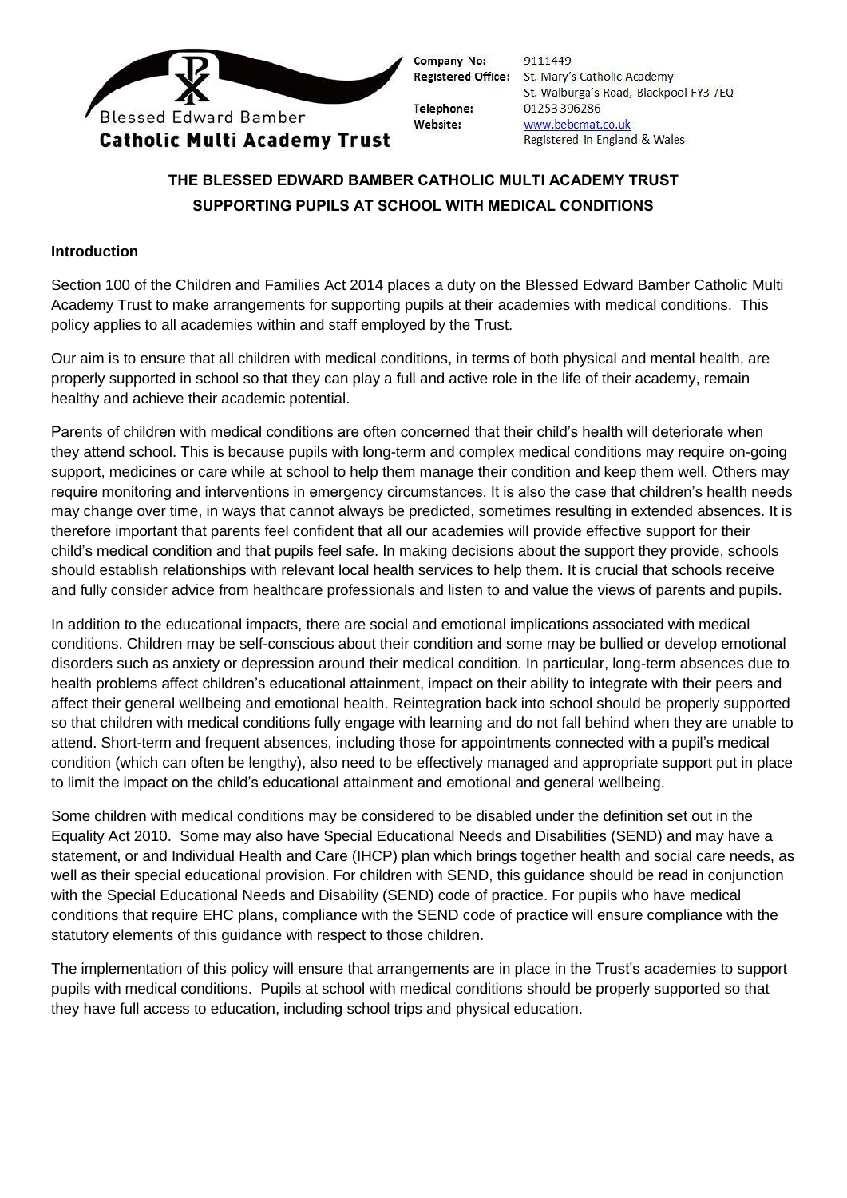Blessed Edward Bamber
**Catholic Multi Academy Trust**

**Company No:** 9111449
**Registered Office:** St. Mary's Catholic Academy
St. Walburga's Road, Blackpool FY3 7EQ
**Telephone:** 01253 396286
**Website:** www.bebcmat.co.uk
Registered in England & Wales

# THE BLESSED EDWARD BAMBER CATHOLIC MULTI ACADEMY TRUST
# SUPPORTING PUPILS AT SCHOOL WITH MEDICAL CONDITIONS

## Introduction

Section 100 of the Children and Families Act 2014 places a duty on the Blessed Edward Bamber Catholic Multi Academy Trust to make arrangements for supporting pupils at their academies with medical conditions. This policy applies to all academies within and staff employed by the Trust.

Our aim is to ensure that all children with medical conditions, in terms of both physical and mental health, are properly supported in school so that they can play a full and active role in the life of their academy, remain healthy and achieve their academic potential.

Parents of children with medical conditions are often concerned that their child's health will deteriorate when they attend school. This is because pupils with long-term and complex medical conditions may require on-going support, medicines or care while at school to help them manage their condition and keep them well. Others may require monitoring and interventions in emergency circumstances. It is also the case that children's health needs may change over time, in ways that cannot always be predicted, sometimes resulting in extended absences. It is therefore important that parents feel confident that all our academies will provide effective support for their child's medical condition and that pupils feel safe. In making decisions about the support they provide, schools should establish relationships with relevant local health services to help them. It is crucial that schools receive and fully consider advice from healthcare professionals and listen to and value the views of parents and pupils.

In addition to the educational impacts, there are social and emotional implications associated with medical conditions. Children may be self-conscious about their condition and some may be bullied or develop emotional disorders such as anxiety or depression around their medical condition. In particular, long-term absences due to health problems affect children's educational attainment, impact on their ability to integrate with their peers and affect their general wellbeing and emotional health. Reintegration back into school should be properly supported so that children with medical conditions fully engage with learning and do not fall behind when they are unable to attend. Short-term and frequent absences, including those for appointments connected with a pupil's medical condition (which can often be lengthy), also need to be effectively managed and appropriate support put in place to limit the impact on the child's educational attainment and emotional and general wellbeing.

Some children with medical conditions may be considered to be disabled under the definition set out in the Equality Act 2010. Some may also have Special Educational Needs and Disabilities (SEND) and may have a statement, or and Individual Health and Care (IHCP) plan which brings together health and social care needs, as well as their special educational provision. For children with SEND, this guidance should be read in conjunction with the Special Educational Needs and Disability (SEND) code of practice. For pupils who have medical conditions that require EHC plans, compliance with the SEND code of practice will ensure compliance with the statutory elements of this guidance with respect to those children.

The implementation of this policy will ensure that arrangements are in place in the Trust's academies to support pupils with medical conditions. Pupils at school with medical conditions should be properly supported so that they have full access to education, including school trips and physical education.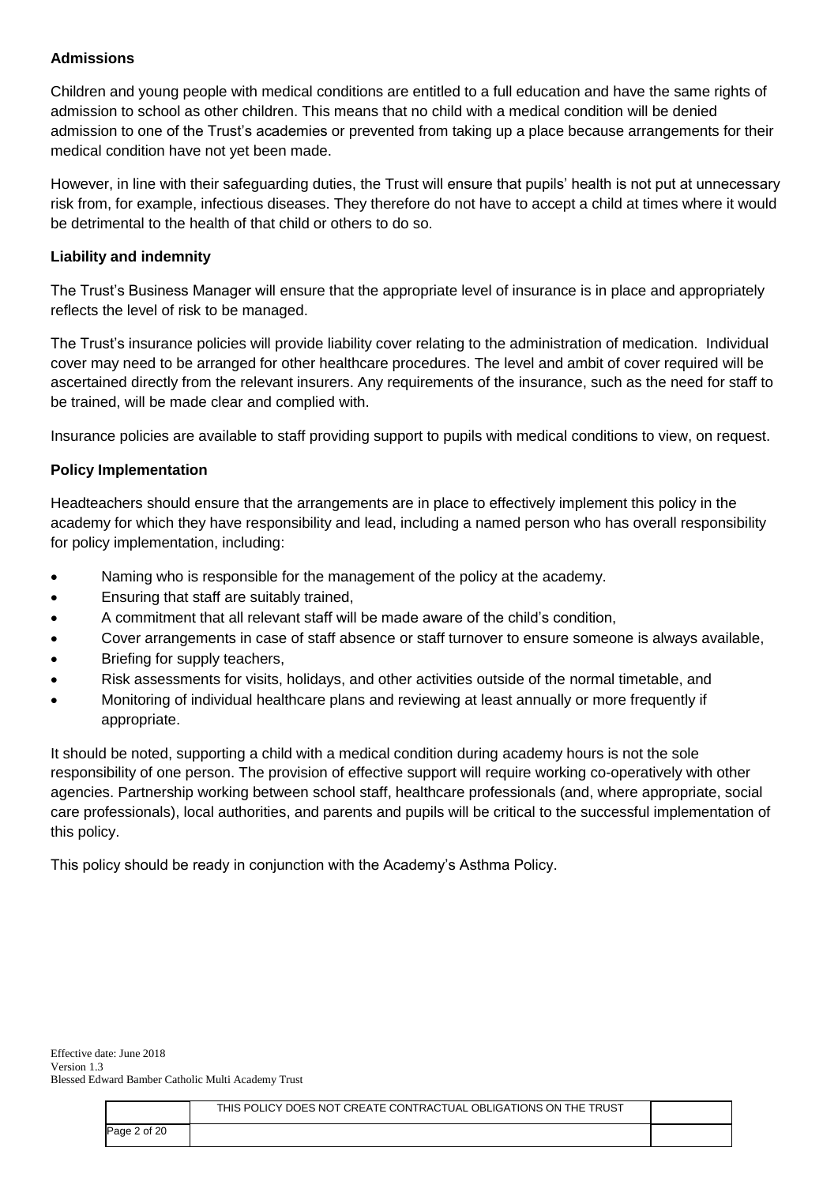### Admissions

Children and young people with medical conditions are entitled to a full education and have the same rights of admission to school as other children. This means that no child with a medical condition will be denied admission to one of the Trust's academies or prevented from taking up a place because arrangements for their medical condition have not yet been made.

However, in line with their safeguarding duties, the Trust will ensure that pupils' health is not put at unnecessary risk from, for example, infectious diseases. They therefore do not have to accept a child at times where it would be detrimental to the health of that child or others to do so.

### Liability and indemnity

The Trust's Business Manager will ensure that the appropriate level of insurance is in place and appropriately reflects the level of risk to be managed.

The Trust's insurance policies will provide liability cover relating to the administration of medication. Individual cover may need to be arranged for other healthcare procedures. The level and ambit of cover required will be ascertained directly from the relevant insurers. Any requirements of the insurance, such as the need for staff to be trained, will be made clear and complied with.

Insurance policies are available to staff providing support to pupils with medical conditions to view, on request.

### Policy Implementation

Headteachers should ensure that the arrangements are in place to effectively implement this policy in the academy for which they have responsibility and lead, including a named person who has overall responsibility for policy implementation, including:

- Naming who is responsible for the management of the policy at the academy.
- Ensuring that staff are suitably trained,
- A commitment that all relevant staff will be made aware of the child's condition,
- Cover arrangements in case of staff absence or staff turnover to ensure someone is always available,
- Briefing for supply teachers,
- Risk assessments for visits, holidays, and other activities outside of the normal timetable, and
- Monitoring of individual healthcare plans and reviewing at least annually or more frequently if appropriate.

It should be noted, supporting a child with a medical condition during academy hours is not the sole responsibility of one person. The provision of effective support will require working co-operatively with other agencies. Partnership working between school staff, healthcare professionals (and, where appropriate, social care professionals), local authorities, and parents and pupils will be critical to the successful implementation of this policy.

This policy should be ready in conjunction with the Academy's Asthma Policy.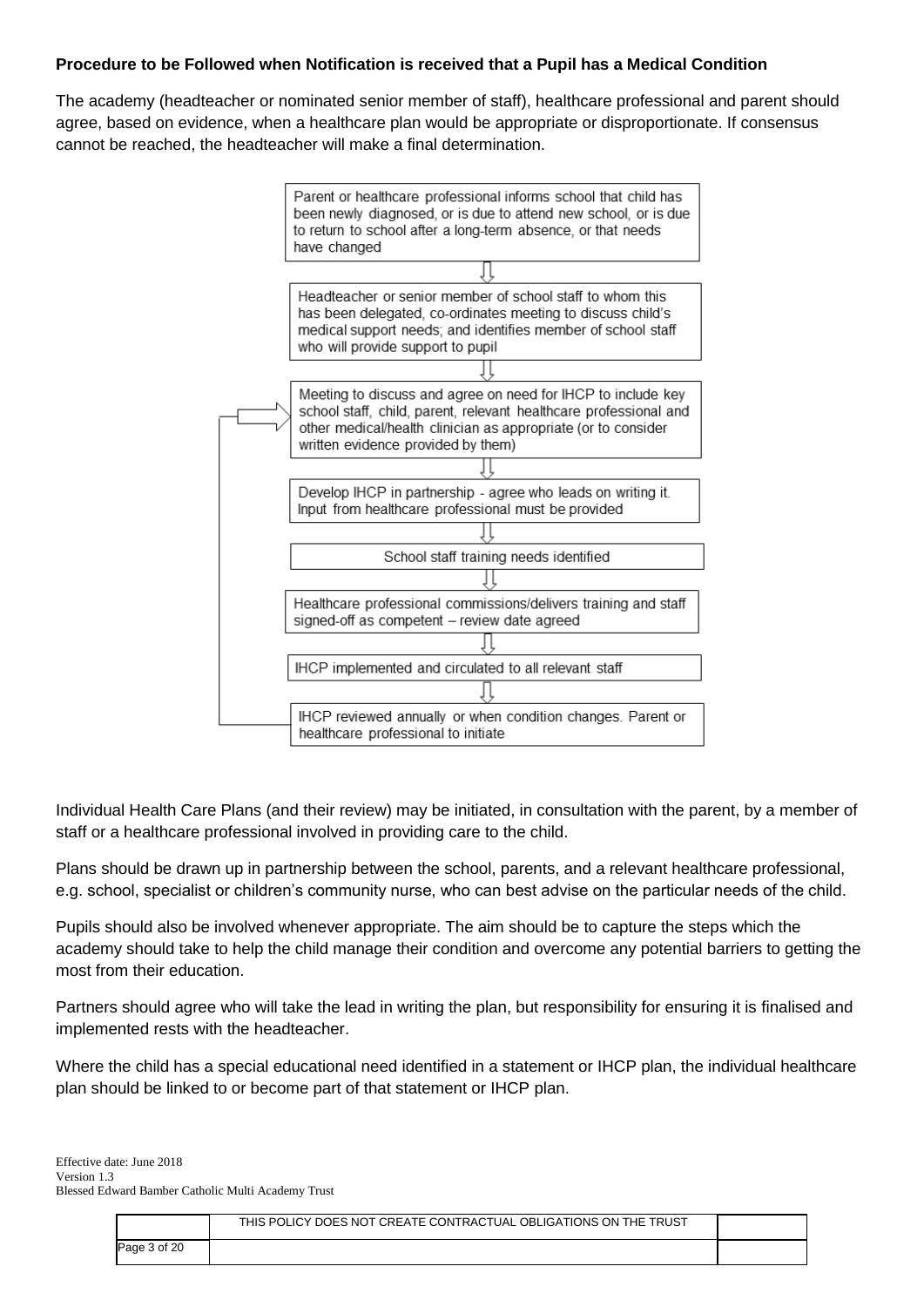**Procedure to be Followed when Notification is received that a Pupil has a Medical Condition**

The academy (headteacher or nominated senior member of staff), healthcare professional and parent should agree, based on evidence, when a healthcare plan would be appropriate or disproportionate. If consensus cannot be reached, the headteacher will make a final determination.

1. Parent or healthcare professional informs school that child has been newly diagnosed, or is due to attend new school, or is due to return to school after a long-term absence, or that needs have changed
2. Headteacher or senior member of school staff to whom this has been delegated, co-ordinates meeting to discuss child's medical support needs; and identifies member of school staff who will provide support to pupil
3. Meeting to discuss and agree on need for IHCP to include key school staff, child, parent, relevant healthcare professional and other medical/health clinician as appropriate (or to consider written evidence provided by them)
4. Develop IHCP in partnership - agree who leads on writing it. Input from healthcare professional must be provided
5. School staff training needs identified
6. Healthcare professional commissions/delivers training and staff signed-off as competent – review date agreed
7. IHCP implemented and circulated to all relevant staff
8. IHCP reviewed annually or when condition changes. Parent or healthcare professional to initiate (returns to step 3)

Individual Health Care Plans (and their review) may be initiated, in consultation with the parent, by a member of staff or a healthcare professional involved in providing care to the child.

Plans should be drawn up in partnership between the school, parents, and a relevant healthcare professional, e.g. school, specialist or children's community nurse, who can best advise on the particular needs of the child.

Pupils should also be involved whenever appropriate. The aim should be to capture the steps which the academy should take to help the child manage their condition and overcome any potential barriers to getting the most from their education.

Partners should agree who will take the lead in writing the plan, but responsibility for ensuring it is finalised and implemented rests with the headteacher.

Where the child has a special educational need identified in a statement or IHCP plan, the individual healthcare plan should be linked to or become part of that statement or IHCP plan.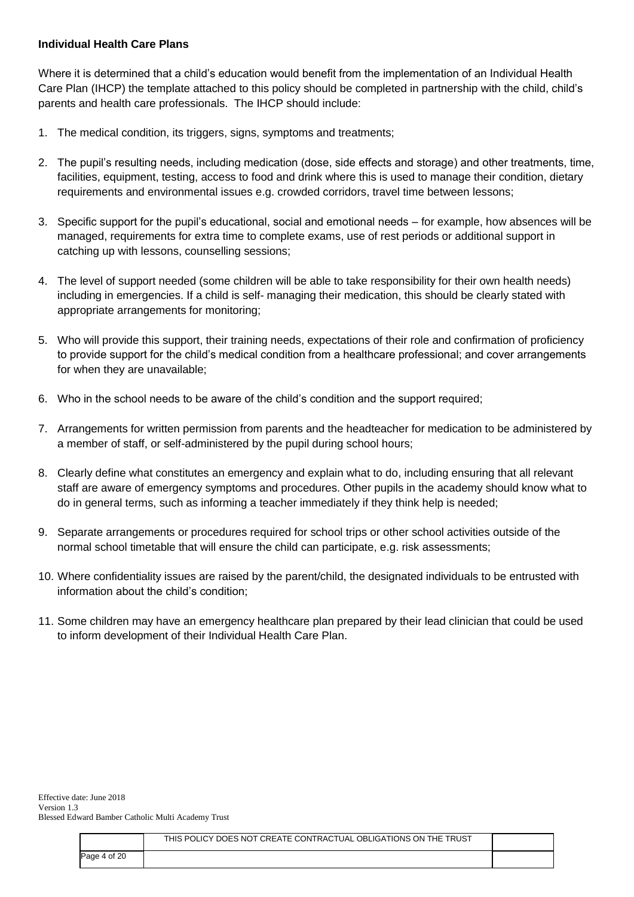**Individual Health Care Plans**

Where it is determined that a child's education would benefit from the implementation of an Individual Health Care Plan (IHCP) the template attached to this policy should be completed in partnership with the child, child's parents and health care professionals. The IHCP should include:

1. The medical condition, its triggers, signs, symptoms and treatments;
2. The pupil's resulting needs, including medication (dose, side effects and storage) and other treatments, time, facilities, equipment, testing, access to food and drink where this is used to manage their condition, dietary requirements and environmental issues e.g. crowded corridors, travel time between lessons;
3. Specific support for the pupil's educational, social and emotional needs – for example, how absences will be managed, requirements for extra time to complete exams, use of rest periods or additional support in catching up with lessons, counselling sessions;
4. The level of support needed (some children will be able to take responsibility for their own health needs) including in emergencies. If a child is self- managing their medication, this should be clearly stated with appropriate arrangements for monitoring;
5. Who will provide this support, their training needs, expectations of their role and confirmation of proficiency to provide support for the child's medical condition from a healthcare professional; and cover arrangements for when they are unavailable;
6. Who in the school needs to be aware of the child's condition and the support required;
7. Arrangements for written permission from parents and the headteacher for medication to be administered by a member of staff, or self-administered by the pupil during school hours;
8. Clearly define what constitutes an emergency and explain what to do, including ensuring that all relevant staff are aware of emergency symptoms and procedures. Other pupils in the academy should know what to do in general terms, such as informing a teacher immediately if they think help is needed;
9. Separate arrangements or procedures required for school trips or other school activities outside of the normal school timetable that will ensure the child can participate, e.g. risk assessments;
10. Where confidentiality issues are raised by the parent/child, the designated individuals to be entrusted with information about the child's condition;
11. Some children may have an emergency healthcare plan prepared by their lead clinician that could be used to inform development of their Individual Health Care Plan.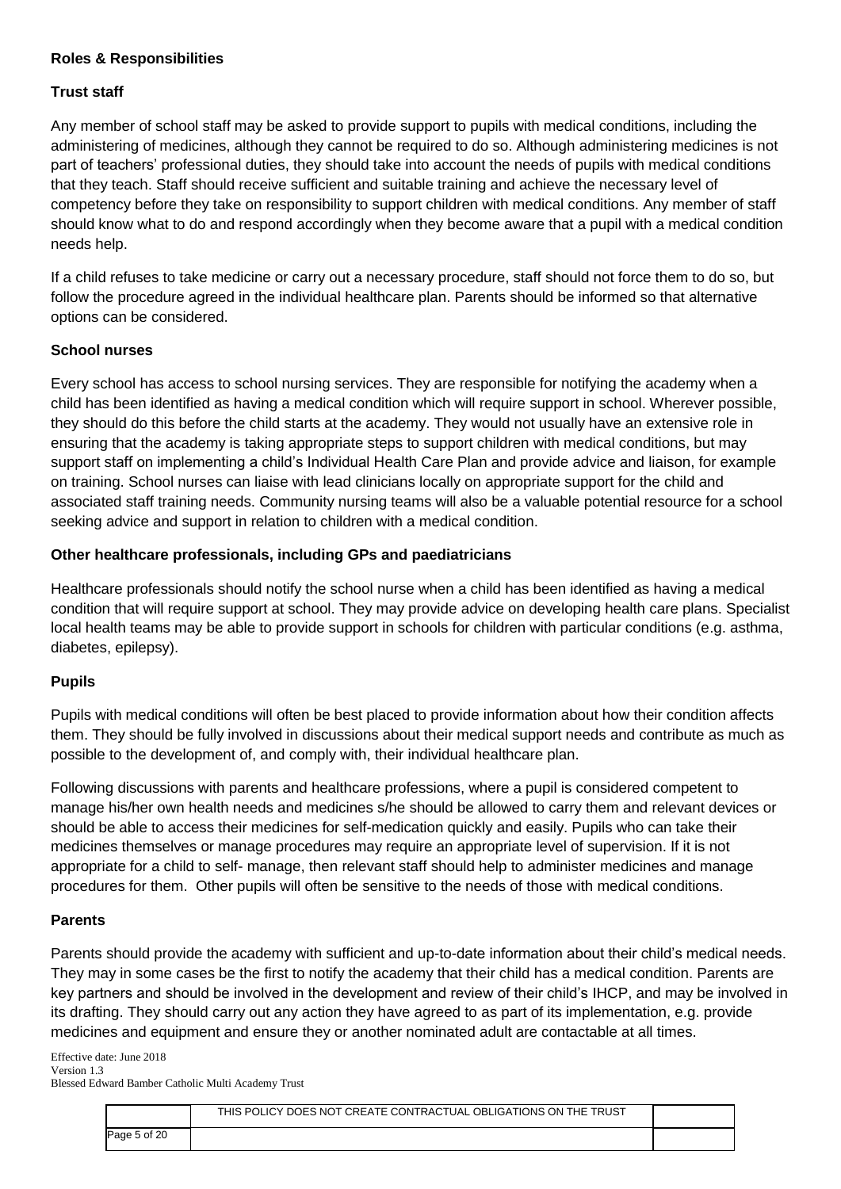**Roles & Responsibilities**

**Trust staff**

Any member of school staff may be asked to provide support to pupils with medical conditions, including the administering of medicines, although they cannot be required to do so. Although administering medicines is not part of teachers' professional duties, they should take into account the needs of pupils with medical conditions that they teach. Staff should receive sufficient and suitable training and achieve the necessary level of competency before they take on responsibility to support children with medical conditions. Any member of staff should know what to do and respond accordingly when they become aware that a pupil with a medical condition needs help.

If a child refuses to take medicine or carry out a necessary procedure, staff should not force them to do so, but follow the procedure agreed in the individual healthcare plan. Parents should be informed so that alternative options can be considered.

**School nurses**

Every school has access to school nursing services. They are responsible for notifying the academy when a child has been identified as having a medical condition which will require support in school. Wherever possible, they should do this before the child starts at the academy. They would not usually have an extensive role in ensuring that the academy is taking appropriate steps to support children with medical conditions, but may support staff on implementing a child's Individual Health Care Plan and provide advice and liaison, for example on training. School nurses can liaise with lead clinicians locally on appropriate support for the child and associated staff training needs. Community nursing teams will also be a valuable potential resource for a school seeking advice and support in relation to children with a medical condition.

**Other healthcare professionals, including GPs and paediatricians**

Healthcare professionals should notify the school nurse when a child has been identified as having a medical condition that will require support at school. They may provide advice on developing health care plans. Specialist local health teams may be able to provide support in schools for children with particular conditions (e.g. asthma, diabetes, epilepsy).

**Pupils**

Pupils with medical conditions will often be best placed to provide information about how their condition affects them. They should be fully involved in discussions about their medical support needs and contribute as much as possible to the development of, and comply with, their individual healthcare plan.

Following discussions with parents and healthcare professions, where a pupil is considered competent to manage his/her own health needs and medicines s/he should be allowed to carry them and relevant devices or should be able to access their medicines for self-medication quickly and easily. Pupils who can take their medicines themselves or manage procedures may require an appropriate level of supervision. If it is not appropriate for a child to self- manage, then relevant staff should help to administer medicines and manage procedures for them. Other pupils will often be sensitive to the needs of those with medical conditions.

**Parents**

Parents should provide the academy with sufficient and up-to-date information about their child's medical needs. They may in some cases be the first to notify the academy that their child has a medical condition. Parents are key partners and should be involved in the development and review of their child's IHCP, and may be involved in its drafting. They should carry out any action they have agreed to as part of its implementation, e.g. provide medicines and equipment and ensure they or another nominated adult are contactable at all times.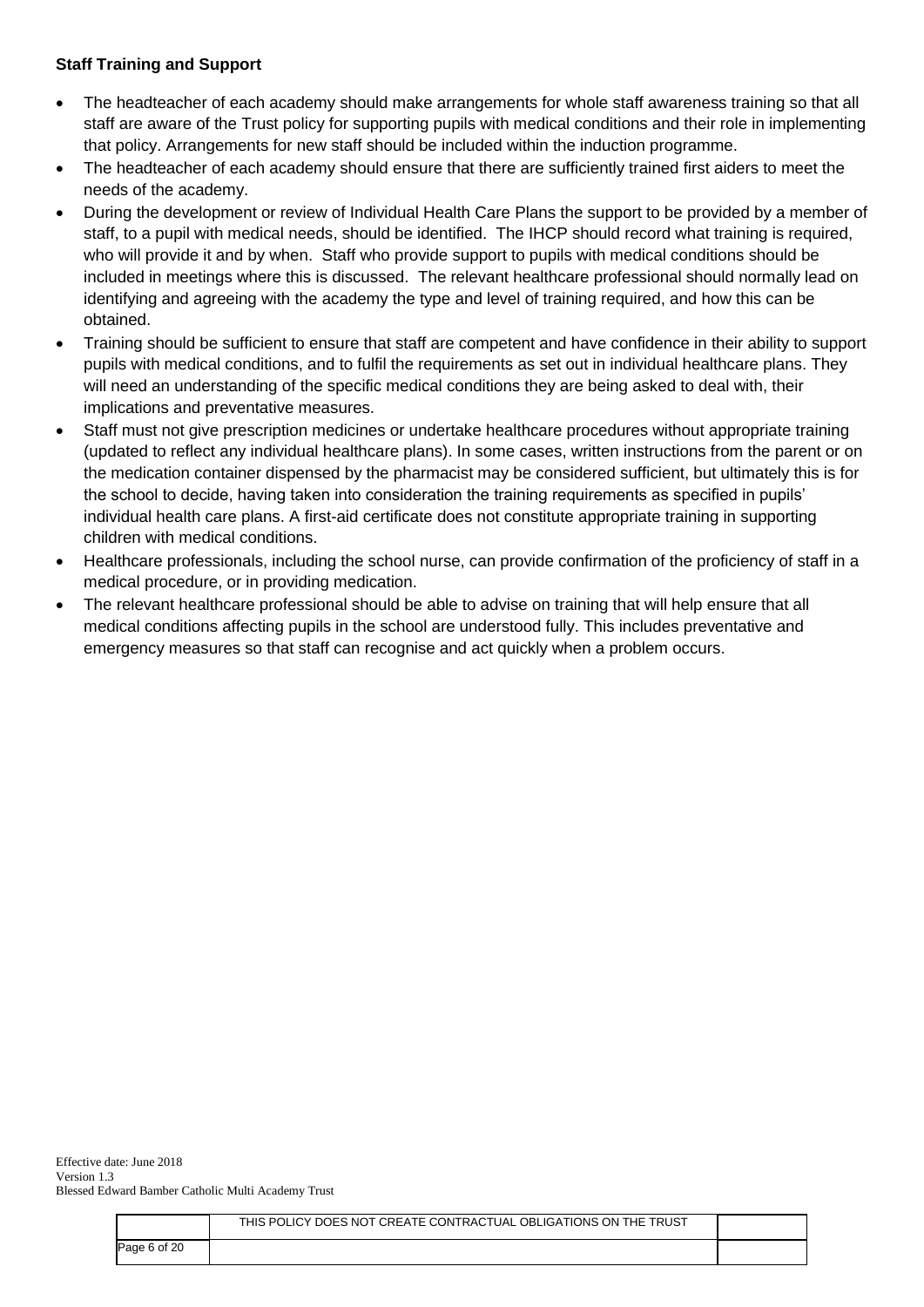**Staff Training and Support**

- The headteacher of each academy should make arrangements for whole staff awareness training so that all staff are aware of the Trust policy for supporting pupils with medical conditions and their role in implementing that policy. Arrangements for new staff should be included within the induction programme.
- The headteacher of each academy should ensure that there are sufficiently trained first aiders to meet the needs of the academy.
- During the development or review of Individual Health Care Plans the support to be provided by a member of staff, to a pupil with medical needs, should be identified. The IHCP should record what training is required, who will provide it and by when. Staff who provide support to pupils with medical conditions should be included in meetings where this is discussed. The relevant healthcare professional should normally lead on identifying and agreeing with the academy the type and level of training required, and how this can be obtained.
- Training should be sufficient to ensure that staff are competent and have confidence in their ability to support pupils with medical conditions, and to fulfil the requirements as set out in individual healthcare plans. They will need an understanding of the specific medical conditions they are being asked to deal with, their implications and preventative measures.
- Staff must not give prescription medicines or undertake healthcare procedures without appropriate training (updated to reflect any individual healthcare plans). In some cases, written instructions from the parent or on the medication container dispensed by the pharmacist may be considered sufficient, but ultimately this is for the school to decide, having taken into consideration the training requirements as specified in pupils' individual health care plans. A first-aid certificate does not constitute appropriate training in supporting children with medical conditions.
- Healthcare professionals, including the school nurse, can provide confirmation of the proficiency of staff in a medical procedure, or in providing medication.
- The relevant healthcare professional should be able to advise on training that will help ensure that all medical conditions affecting pupils in the school are understood fully. This includes preventative and emergency measures so that staff can recognise and act quickly when a problem occurs.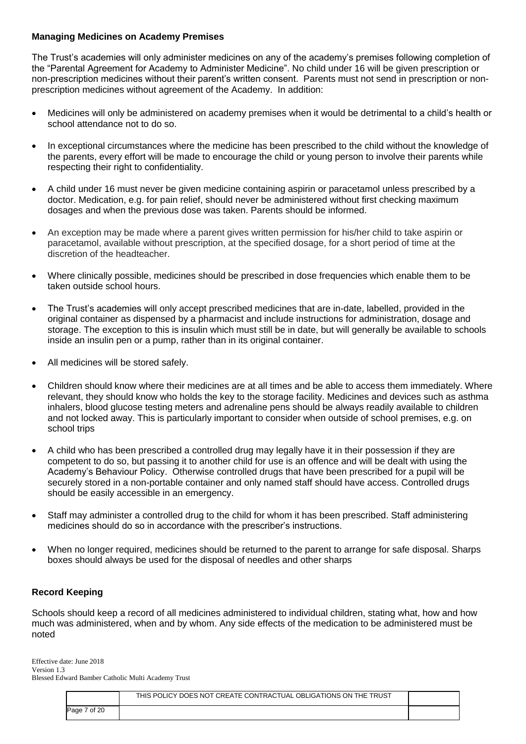**Managing Medicines on Academy Premises**

The Trust's academies will only administer medicines on any of the academy's premises following completion of the "Parental Agreement for Academy to Administer Medicine". No child under 16 will be given prescription or non-prescription medicines without their parent's written consent. Parents must not send in prescription or non-prescription medicines without agreement of the Academy. In addition:

- Medicines will only be administered on academy premises when it would be detrimental to a child's health or school attendance not to do so.
- In exceptional circumstances where the medicine has been prescribed to the child without the knowledge of the parents, every effort will be made to encourage the child or young person to involve their parents while respecting their right to confidentiality.
- A child under 16 must never be given medicine containing aspirin or paracetamol unless prescribed by a doctor. Medication, e.g. for pain relief, should never be administered without first checking maximum dosages and when the previous dose was taken. Parents should be informed.
- An exception may be made where a parent gives written permission for his/her child to take aspirin or paracetamol, available without prescription, at the specified dosage, for a short period of time at the discretion of the headteacher.
- Where clinically possible, medicines should be prescribed in dose frequencies which enable them to be taken outside school hours.
- The Trust's academies will only accept prescribed medicines that are in-date, labelled, provided in the original container as dispensed by a pharmacist and include instructions for administration, dosage and storage. The exception to this is insulin which must still be in date, but will generally be available to schools inside an insulin pen or a pump, rather than in its original container.
- All medicines will be stored safely.
- Children should know where their medicines are at all times and be able to access them immediately. Where relevant, they should know who holds the key to the storage facility. Medicines and devices such as asthma inhalers, blood glucose testing meters and adrenaline pens should be always readily available to children and not locked away. This is particularly important to consider when outside of school premises, e.g. on school trips
- A child who has been prescribed a controlled drug may legally have it in their possession if they are competent to do so, but passing it to another child for use is an offence and will be dealt with using the Academy's Behaviour Policy. Otherwise controlled drugs that have been prescribed for a pupil will be securely stored in a non-portable container and only named staff should have access. Controlled drugs should be easily accessible in an emergency.
- Staff may administer a controlled drug to the child for whom it has been prescribed. Staff administering medicines should do so in accordance with the prescriber's instructions.
- When no longer required, medicines should be returned to the parent to arrange for safe disposal. Sharps boxes should always be used for the disposal of needles and other sharps

**Record Keeping**

Schools should keep a record of all medicines administered to individual children, stating what, how and how much was administered, when and by whom. Any side effects of the medication to be administered must be noted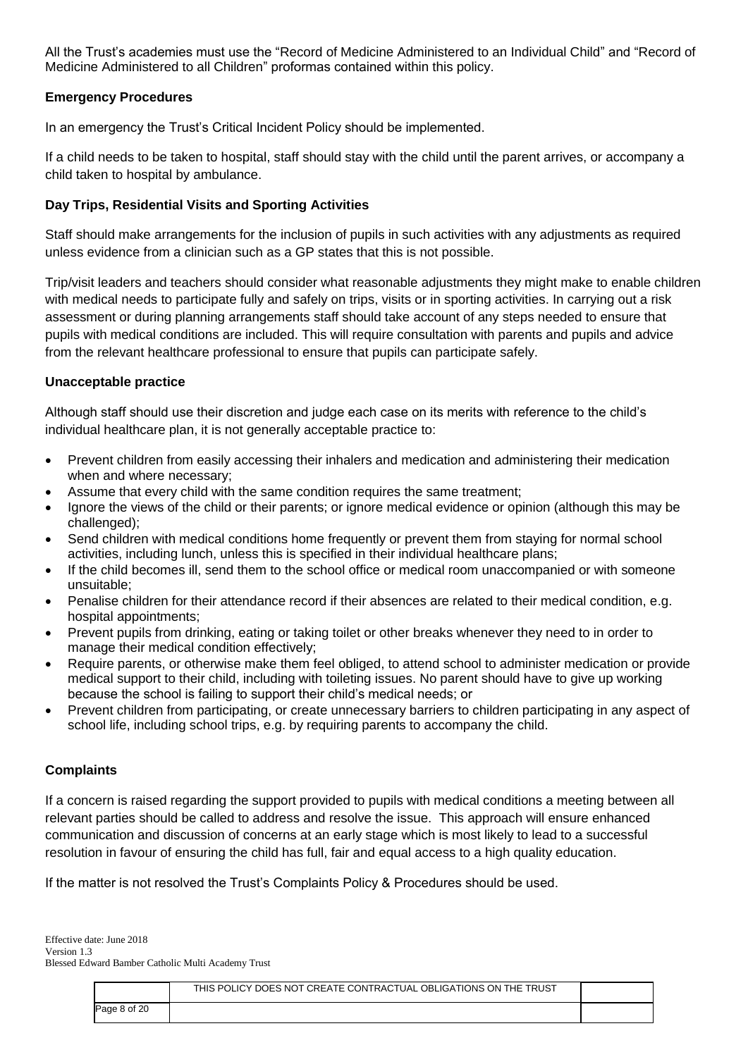All the Trust's academies must use the "Record of Medicine Administered to an Individual Child" and "Record of Medicine Administered to all Children" proformas contained within this policy.

**Emergency Procedures**

In an emergency the Trust's Critical Incident Policy should be implemented.

If a child needs to be taken to hospital, staff should stay with the child until the parent arrives, or accompany a child taken to hospital by ambulance.

**Day Trips, Residential Visits and Sporting Activities**

Staff should make arrangements for the inclusion of pupils in such activities with any adjustments as required unless evidence from a clinician such as a GP states that this is not possible.

Trip/visit leaders and teachers should consider what reasonable adjustments they might make to enable children with medical needs to participate fully and safely on trips, visits or in sporting activities. In carrying out a risk assessment or during planning arrangements staff should take account of any steps needed to ensure that pupils with medical conditions are included. This will require consultation with parents and pupils and advice from the relevant healthcare professional to ensure that pupils can participate safely.

**Unacceptable practice**

Although staff should use their discretion and judge each case on its merits with reference to the child's individual healthcare plan, it is not generally acceptable practice to:

- Prevent children from easily accessing their inhalers and medication and administering their medication when and where necessary;
- Assume that every child with the same condition requires the same treatment;
- Ignore the views of the child or their parents; or ignore medical evidence or opinion (although this may be challenged);
- Send children with medical conditions home frequently or prevent them from staying for normal school activities, including lunch, unless this is specified in their individual healthcare plans;
- If the child becomes ill, send them to the school office or medical room unaccompanied or with someone unsuitable;
- Penalise children for their attendance record if their absences are related to their medical condition, e.g. hospital appointments;
- Prevent pupils from drinking, eating or taking toilet or other breaks whenever they need to in order to manage their medical condition effectively;
- Require parents, or otherwise make them feel obliged, to attend school to administer medication or provide medical support to their child, including with toileting issues. No parent should have to give up working because the school is failing to support their child's medical needs; or
- Prevent children from participating, or create unnecessary barriers to children participating in any aspect of school life, including school trips, e.g. by requiring parents to accompany the child.

**Complaints**

If a concern is raised regarding the support provided to pupils with medical conditions a meeting between all relevant parties should be called to address and resolve the issue. This approach will ensure enhanced communication and discussion of concerns at an early stage which is most likely to lead to a successful resolution in favour of ensuring the child has full, fair and equal access to a high quality education.

If the matter is not resolved the Trust's Complaints Policy & Procedures should be used.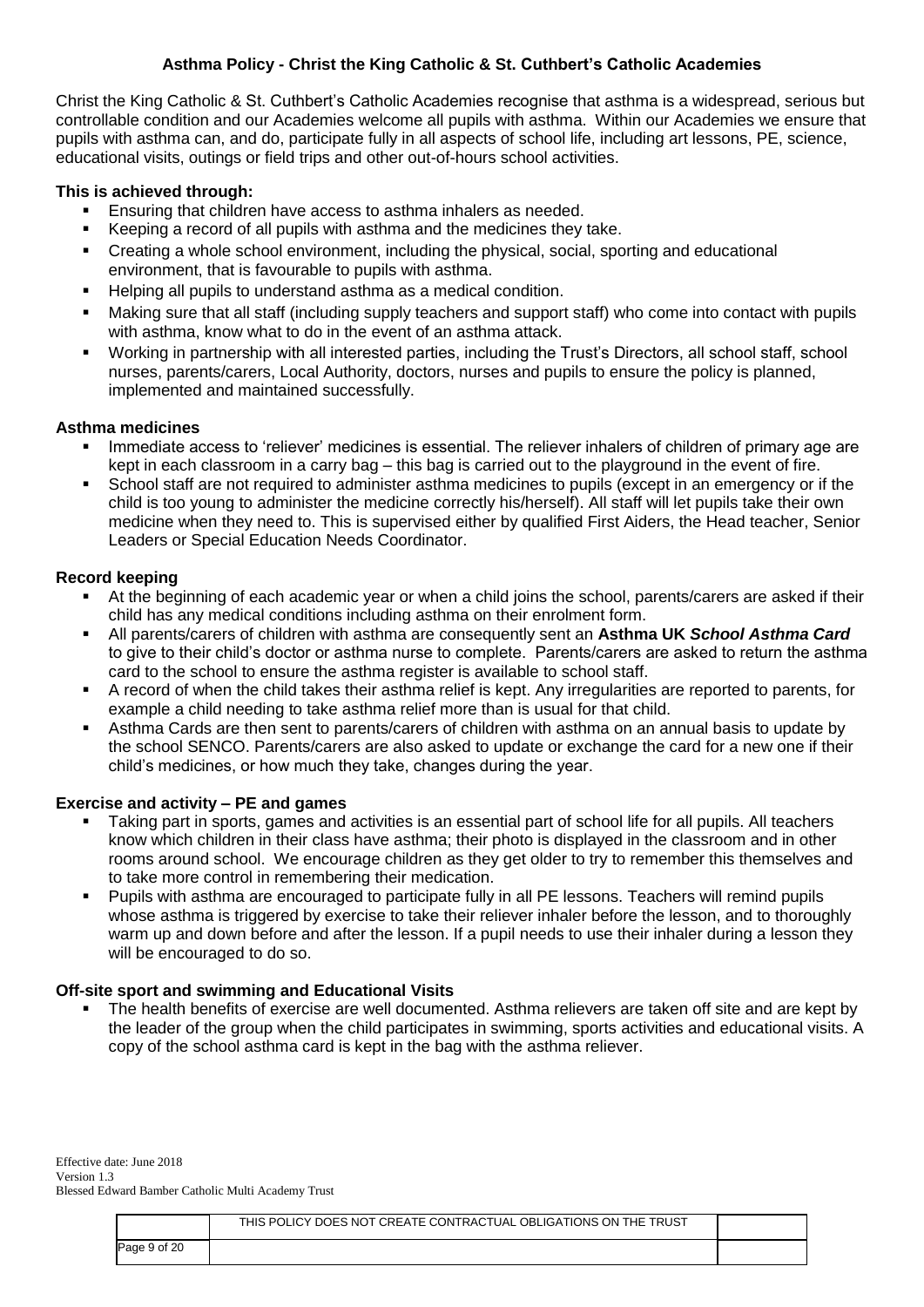## Asthma Policy - Christ the King Catholic & St. Cuthbert's Catholic Academies

Christ the King Catholic & St. Cuthbert's Catholic Academies recognise that asthma is a widespread, serious but controllable condition and our Academies welcome all pupils with asthma. Within our Academies we ensure that pupils with asthma can, and do, participate fully in all aspects of school life, including art lessons, PE, science, educational visits, outings or field trips and other out-of-hours school activities.

**This is achieved through:**

- Ensuring that children have access to asthma inhalers as needed.
- Keeping a record of all pupils with asthma and the medicines they take.
- Creating a whole school environment, including the physical, social, sporting and educational environment, that is favourable to pupils with asthma.
- Helping all pupils to understand asthma as a medical condition.
- Making sure that all staff (including supply teachers and support staff) who come into contact with pupils with asthma, know what to do in the event of an asthma attack.
- Working in partnership with all interested parties, including the Trust's Directors, all school staff, school nurses, parents/carers, Local Authority, doctors, nurses and pupils to ensure the policy is planned, implemented and maintained successfully.

**Asthma medicines**

- Immediate access to 'reliever' medicines is essential. The reliever inhalers of children of primary age are kept in each classroom in a carry bag – this bag is carried out to the playground in the event of fire.
- School staff are not required to administer asthma medicines to pupils (except in an emergency or if the child is too young to administer the medicine correctly his/herself). All staff will let pupils take their own medicine when they need to. This is supervised either by qualified First Aiders, the Head teacher, Senior Leaders or Special Education Needs Coordinator.

**Record keeping**

- At the beginning of each academic year or when a child joins the school, parents/carers are asked if their child has any medical conditions including asthma on their enrolment form.
- All parents/carers of children with asthma are consequently sent an **Asthma UK *School Asthma Card*** to give to their child's doctor or asthma nurse to complete. Parents/carers are asked to return the asthma card to the school to ensure the asthma register is available to school staff.
- A record of when the child takes their asthma relief is kept. Any irregularities are reported to parents, for example a child needing to take asthma relief more than is usual for that child.
- Asthma Cards are then sent to parents/carers of children with asthma on an annual basis to update by the school SENCO. Parents/carers are also asked to update or exchange the card for a new one if their child's medicines, or how much they take, changes during the year.

**Exercise and activity – PE and games**

- Taking part in sports, games and activities is an essential part of school life for all pupils. All teachers know which children in their class have asthma; their photo is displayed in the classroom and in other rooms around school. We encourage children as they get older to try to remember this themselves and to take more control in remembering their medication.
- Pupils with asthma are encouraged to participate fully in all PE lessons. Teachers will remind pupils whose asthma is triggered by exercise to take their reliever inhaler before the lesson, and to thoroughly warm up and down before and after the lesson. If a pupil needs to use their inhaler during a lesson they will be encouraged to do so.

**Off-site sport and swimming and Educational Visits**

- The health benefits of exercise are well documented. Asthma relievers are taken off site and are kept by the leader of the group when the child participates in swimming, sports activities and educational visits. A copy of the school asthma card is kept in the bag with the asthma reliever.

Effective date: June 2018
Version 1.3
Blessed Edward Bamber Catholic Multi Academy Trust

THIS POLICY DOES NOT CREATE CONTRACTUAL OBLIGATIONS ON THE TRUST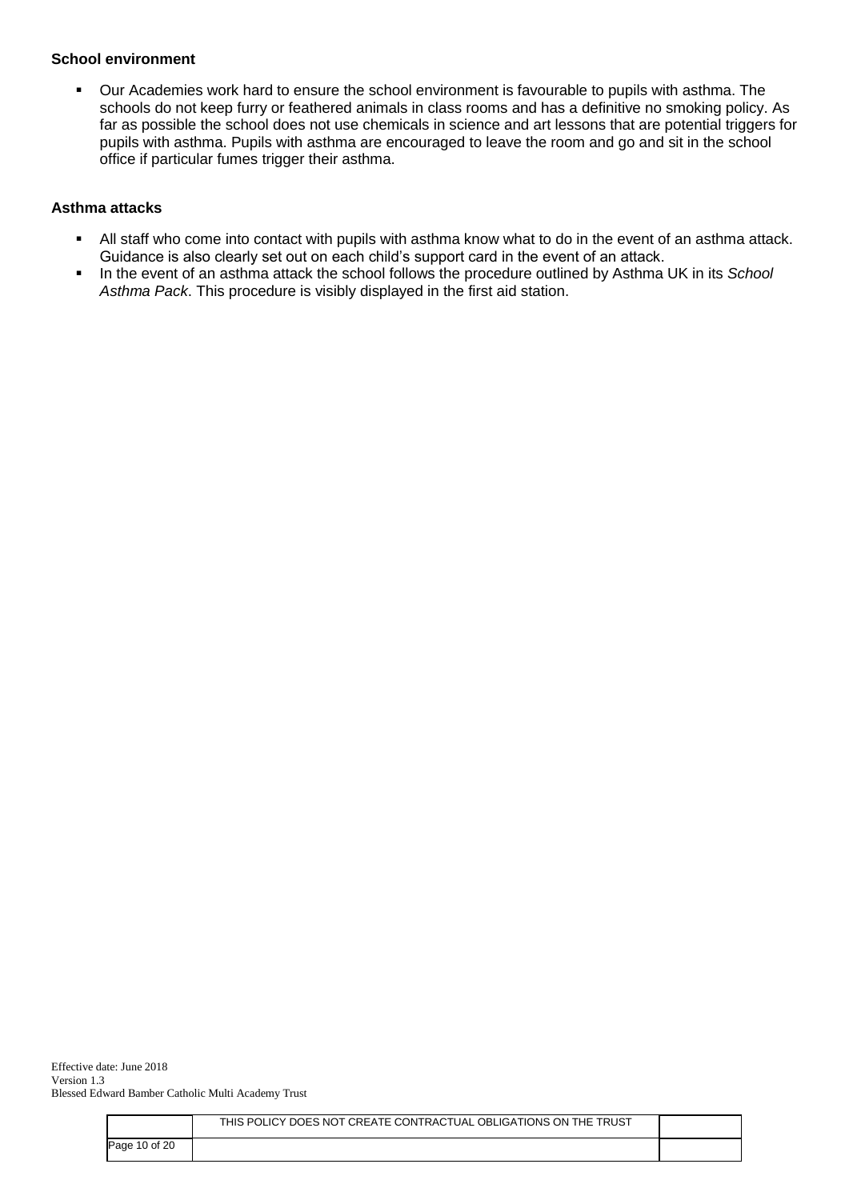### School environment

- Our Academies work hard to ensure the school environment is favourable to pupils with asthma. The schools do not keep furry or feathered animals in class rooms and has a definitive no smoking policy. As far as possible the school does not use chemicals in science and art lessons that are potential triggers for pupils with asthma. Pupils with asthma are encouraged to leave the room and go and sit in the school office if particular fumes trigger their asthma.

### Asthma attacks

- All staff who come into contact with pupils with asthma know what to do in the event of an asthma attack. Guidance is also clearly set out on each child's support card in the event of an attack.
- In the event of an asthma attack the school follows the procedure outlined by Asthma UK in its *School Asthma Pack*. This procedure is visibly displayed in the first aid station.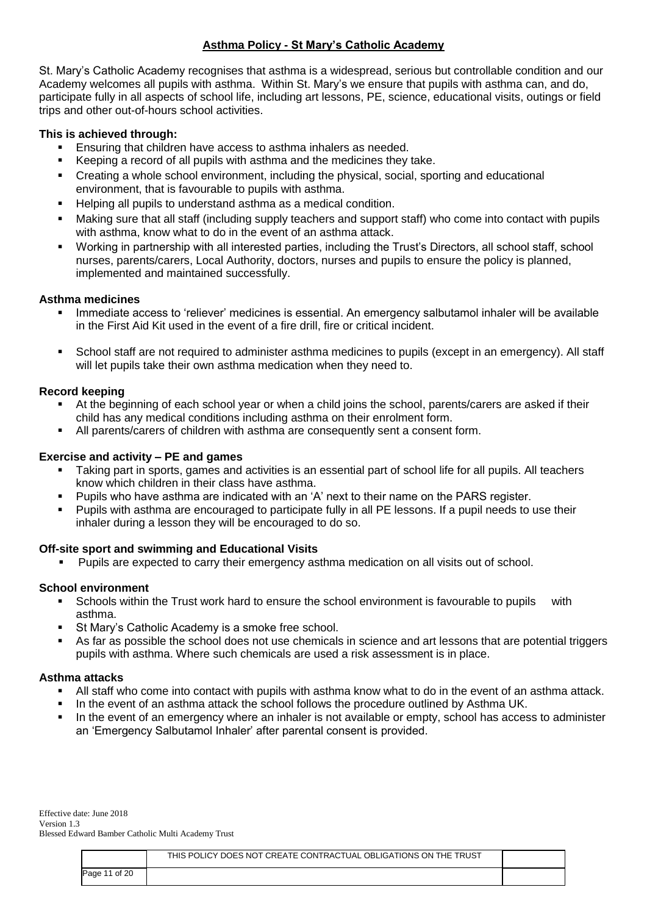# Asthma Policy - St Mary's Catholic Academy

St. Mary's Catholic Academy recognises that asthma is a widespread, serious but controllable condition and our Academy welcomes all pupils with asthma. Within St. Mary's we ensure that pupils with asthma can, and do, participate fully in all aspects of school life, including art lessons, PE, science, educational visits, outings or field trips and other out-of-hours school activities.

**This is achieved through:**

- Ensuring that children have access to asthma inhalers as needed.
- Keeping a record of all pupils with asthma and the medicines they take.
- Creating a whole school environment, including the physical, social, sporting and educational environment, that is favourable to pupils with asthma.
- Helping all pupils to understand asthma as a medical condition.
- Making sure that all staff (including supply teachers and support staff) who come into contact with pupils with asthma, know what to do in the event of an asthma attack.
- Working in partnership with all interested parties, including the Trust's Directors, all school staff, school nurses, parents/carers, Local Authority, doctors, nurses and pupils to ensure the policy is planned, implemented and maintained successfully.

**Asthma medicines**

- Immediate access to 'reliever' medicines is essential. An emergency salbutamol inhaler will be available in the First Aid Kit used in the event of a fire drill, fire or critical incident.
- School staff are not required to administer asthma medicines to pupils (except in an emergency). All staff will let pupils take their own asthma medication when they need to.

**Record keeping**

- At the beginning of each school year or when a child joins the school, parents/carers are asked if their child has any medical conditions including asthma on their enrolment form.
- All parents/carers of children with asthma are consequently sent a consent form.

**Exercise and activity – PE and games**

- Taking part in sports, games and activities is an essential part of school life for all pupils. All teachers know which children in their class have asthma.
- Pupils who have asthma are indicated with an 'A' next to their name on the PARS register.
- Pupils with asthma are encouraged to participate fully in all PE lessons. If a pupil needs to use their inhaler during a lesson they will be encouraged to do so.

**Off-site sport and swimming and Educational Visits**

- Pupils are expected to carry their emergency asthma medication on all visits out of school.

**School environment**

- Schools within the Trust work hard to ensure the school environment is favourable to pupils with asthma.
- St Mary's Catholic Academy is a smoke free school.
- As far as possible the school does not use chemicals in science and art lessons that are potential triggers pupils with asthma. Where such chemicals are used a risk assessment is in place.

**Asthma attacks**

- All staff who come into contact with pupils with asthma know what to do in the event of an asthma attack.
- In the event of an asthma attack the school follows the procedure outlined by Asthma UK.
- In the event of an emergency where an inhaler is not available or empty, school has access to administer an 'Emergency Salbutamol Inhaler' after parental consent is provided.

Effective date: June 2018
Version 1.3
Blessed Edward Bamber Catholic Multi Academy Trust

THIS POLICY DOES NOT CREATE CONTRACTUAL OBLIGATIONS ON THE TRUST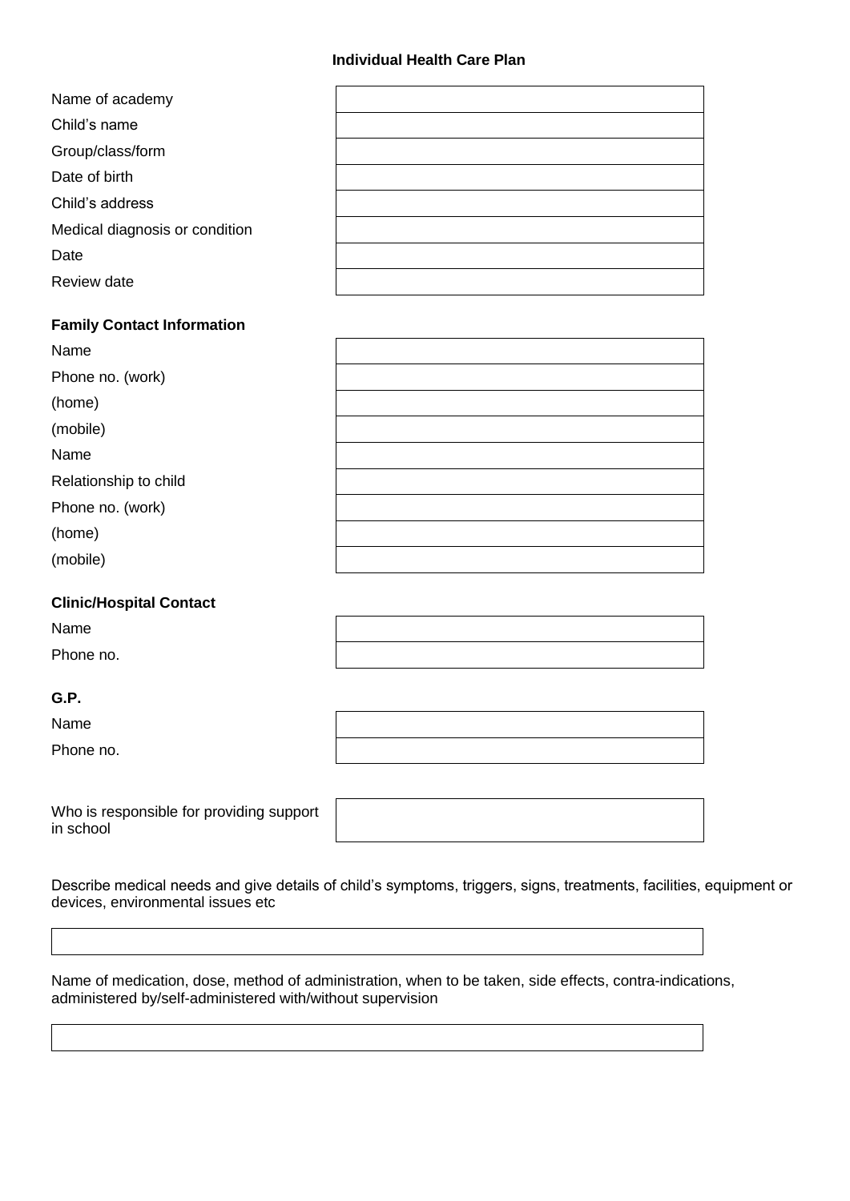# Individual Health Care Plan

| | |
|---|---|
| Name of academy | |
| Child's name | |
| Group/class/form | |
| Date of birth | |
| Child's address | |
| Medical diagnosis or condition | |
| Date | |
| Review date | |

**Family Contact Information**

| | |
|---|---|
| Name | |
| Phone no. (work) | |
| (home) | |
| (mobile) | |
| Name | |
| Relationship to child | |
| Phone no. (work) | |
| (home) | |
| (mobile) | |

**Clinic/Hospital Contact**

| | |
|---|---|
| Name | |
| Phone no. | |

**G.P.**

| | |
|---|---|
| Name | |
| Phone no. | |

| | |
|---|---|
| Who is responsible for providing support in school | |

Describe medical needs and give details of child's symptoms, triggers, signs, treatments, facilities, equipment or devices, environmental issues etc

| |
|---|
| |

Name of medication, dose, method of administration, when to be taken, side effects, contra-indications, administered by/self-administered with/without supervision

| |
|---|
| |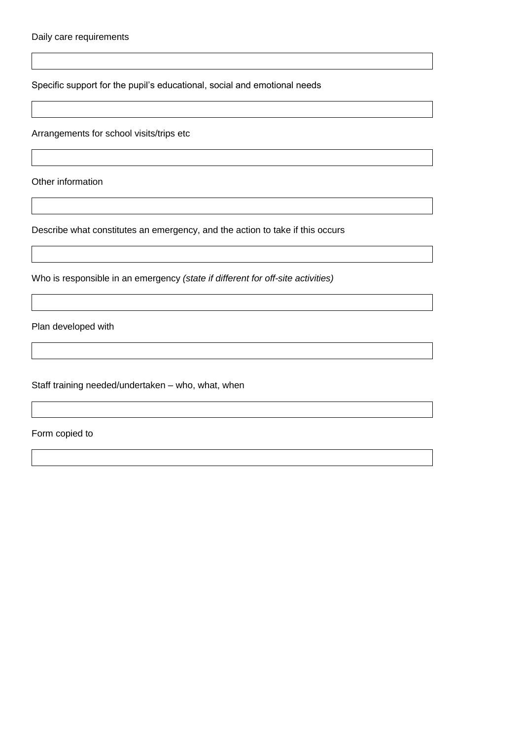Daily care requirements

| |
|---|

Specific support for the pupil's educational, social and emotional needs

| |
|---|

Arrangements for school visits/trips etc

| |
|---|

Other information

| |
|---|

Describe what constitutes an emergency, and the action to take if this occurs

| |
|---|

Who is responsible in an emergency *(state if different for off-site activities)*

| |
|---|

Plan developed with

| |
|---|

Staff training needed/undertaken – who, what, when

| |
|---|

Form copied to

| |
|---|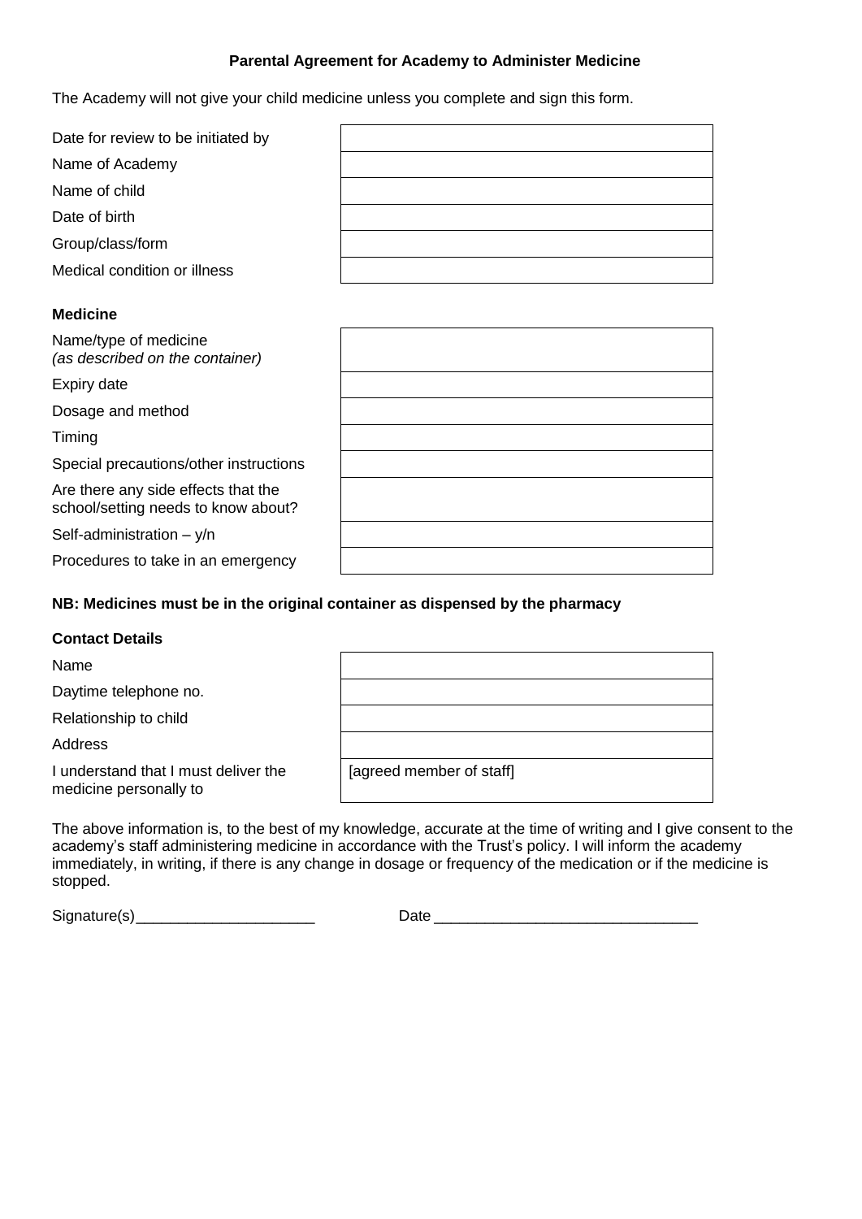**Parental Agreement for Academy to Administer Medicine**

The Academy will not give your child medicine unless you complete and sign this form.

| | |
|---|---|
| Date for review to be initiated by | |
| Name of Academy | |
| Name of child | |
| Date of birth | |
| Group/class/form | |
| Medical condition or illness | |

**Medicine**

| | |
|---|---|
| Name/type of medicine *(as described on the container)* | |
| Expiry date | |
| Dosage and method | |
| Timing | |
| Special precautions/other instructions | |
| Are there any side effects that the school/setting needs to know about? | |
| Self-administration – y/n | |
| Procedures to take in an emergency | |

**NB: Medicines must be in the original container as dispensed by the pharmacy**

**Contact Details**

| | |
|---|---|
| Name | |
| Daytime telephone no. | |
| Relationship to child | |
| Address | |
| I understand that I must deliver the medicine personally to | [agreed member of staff] |

The above information is, to the best of my knowledge, accurate at the time of writing and I give consent to the academy's staff administering medicine in accordance with the Trust's policy. I will inform the academy immediately, in writing, if there is any change in dosage or frequency of the medication or if the medicine is stopped.

Signature(s)_____________________ Date _______________________________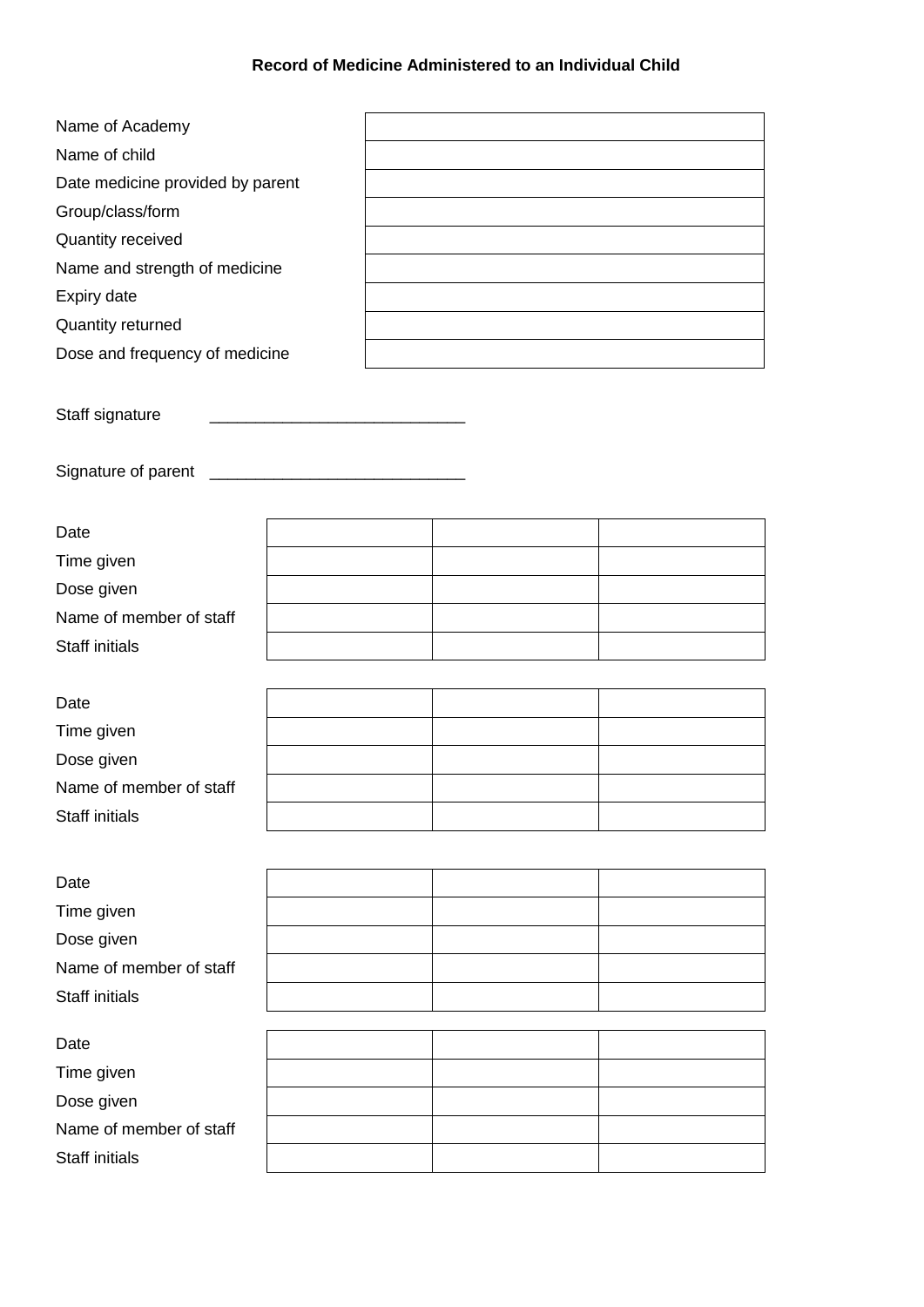**Record of Medicine Administered to an Individual Child**

| | |
|---|---|
| Name of Academy | |
| Name of child | |
| Date medicine provided by parent | |
| Group/class/form | |
| Quantity received | |
| Name and strength of medicine | |
| Expiry date | |
| Quantity returned | |
| Dose and frequency of medicine | |

Staff signature ____________________________

Signature of parent ____________________________

| | | | |
|---|---|---|---|
| Date | | | |
| Time given | | | |
| Dose given | | | |
| Name of member of staff | | | |
| Staff initials | | | |

| | | | |
|---|---|---|---|
| Date | | | |
| Time given | | | |
| Dose given | | | |
| Name of member of staff | | | |
| Staff initials | | | |

| | | | |
|---|---|---|---|
| Date | | | |
| Time given | | | |
| Dose given | | | |
| Name of member of staff | | | |
| Staff initials | | | |

| | | | |
|---|---|---|---|
| Date | | | |
| Time given | | | |
| Dose given | | | |
| Name of member of staff | | | |
| Staff initials | | | |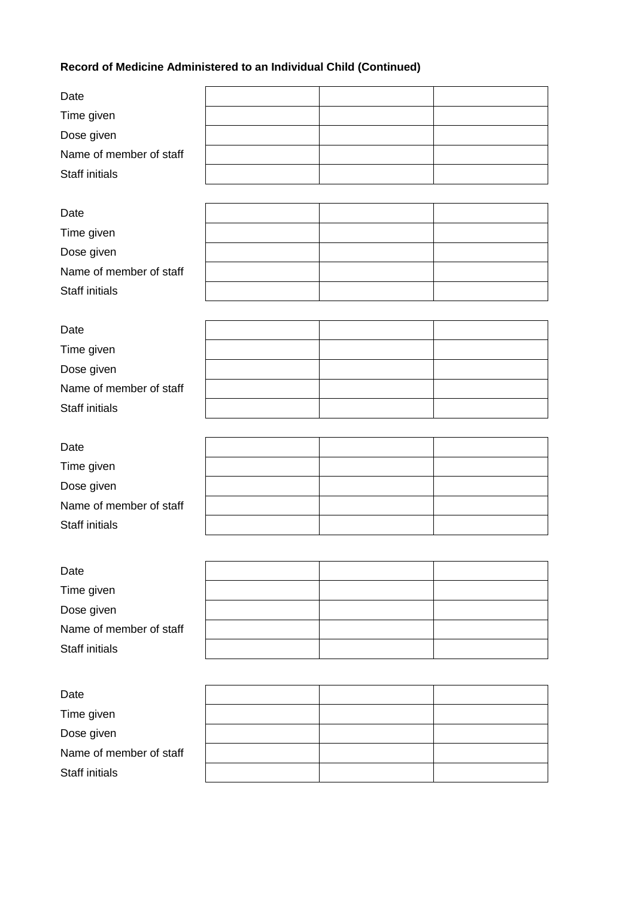**Record of Medicine Administered to an Individual Child (Continued)**

| | | | |
|---|---|---|---|
| Date | | | |
| Time given | | | |
| Dose given | | | |
| Name of member of staff | | | |
| Staff initials | | | |

| | | | |
|---|---|---|---|
| Date | | | |
| Time given | | | |
| Dose given | | | |
| Name of member of staff | | | |
| Staff initials | | | |

| | | | |
|---|---|---|---|
| Date | | | |
| Time given | | | |
| Dose given | | | |
| Name of member of staff | | | |
| Staff initials | | | |

| | | | |
|---|---|---|---|
| Date | | | |
| Time given | | | |
| Dose given | | | |
| Name of member of staff | | | |
| Staff initials | | | |

| | | | |
|---|---|---|---|
| Date | | | |
| Time given | | | |
| Dose given | | | |
| Name of member of staff | | | |
| Staff initials | | | |

| | | | |
|---|---|---|---|
| Date | | | |
| Time given | | | |
| Dose given | | | |
| Name of member of staff | | | |
| Staff initials | | | |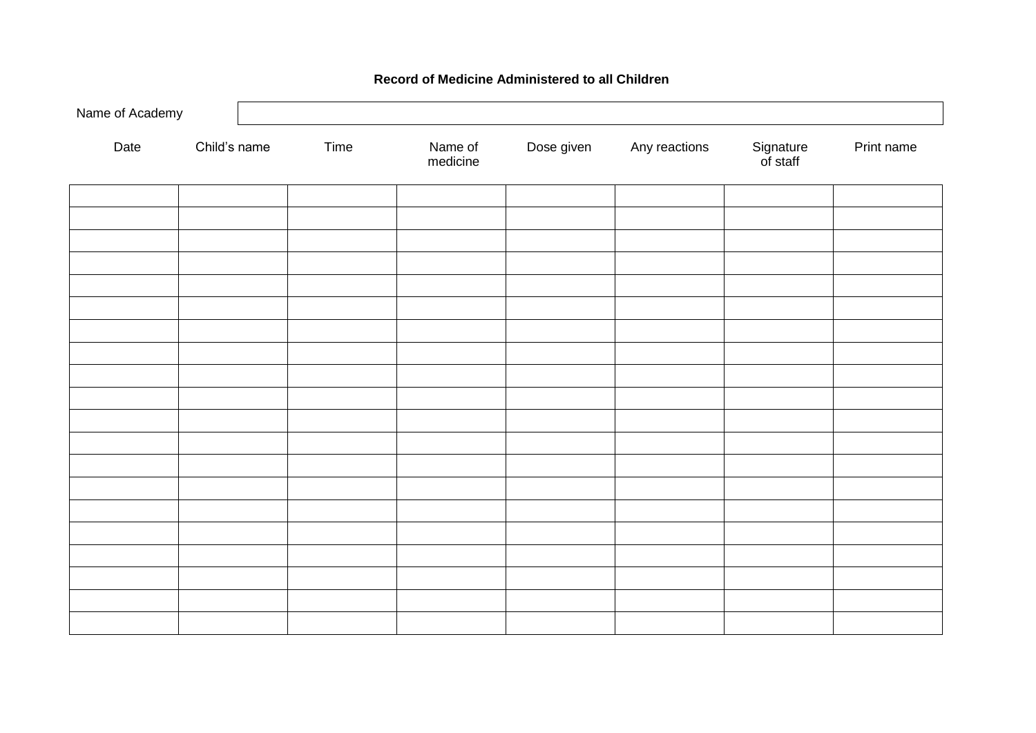**Record of Medicine Administered to all Children**

| Name of Academy | |
|---|---|

| Date | Child's name | Time | Name of medicine | Dose given | Any reactions | Signature of staff | Print name |
|---|---|---|---|---|---|---|---|
| | | | | | | | |
| | | | | | | | |
| | | | | | | | |
| | | | | | | | |
| | | | | | | | |
| | | | | | | | |
| | | | | | | | |
| | | | | | | | |
| | | | | | | | |
| | | | | | | | |
| | | | | | | | |
| | | | | | | | |
| | | | | | | | |
| | | | | | | | |
| | | | | | | | |
| | | | | | | | |
| | | | | | | | |
| | | | | | | | |
| | | | | | | | |
| | | | | | | | |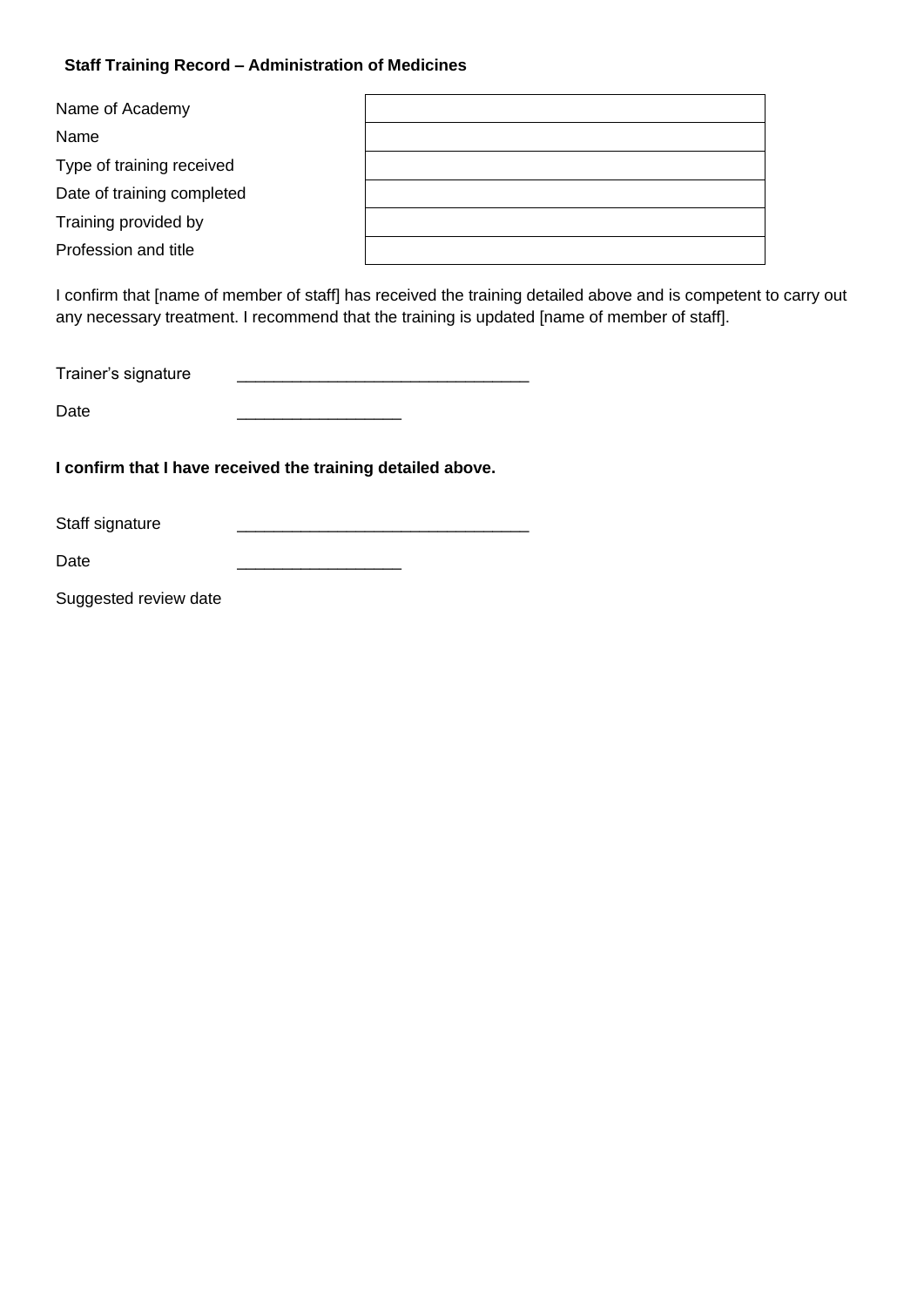### Staff Training Record – Administration of Medicines

| | |
|---|---|
| Name of Academy | |
| Name | |
| Type of training received | |
| Date of training completed | |
| Training provided by | |
| Profession and title | |

I confirm that [name of member of staff] has received the training detailed above and is competent to carry out any necessary treatment. I recommend that the training is updated [name of member of staff].

Trainer's signature ________________________________

Date __________________

**I confirm that I have received the training detailed above.**

Staff signature ________________________________

Date __________________

Suggested review date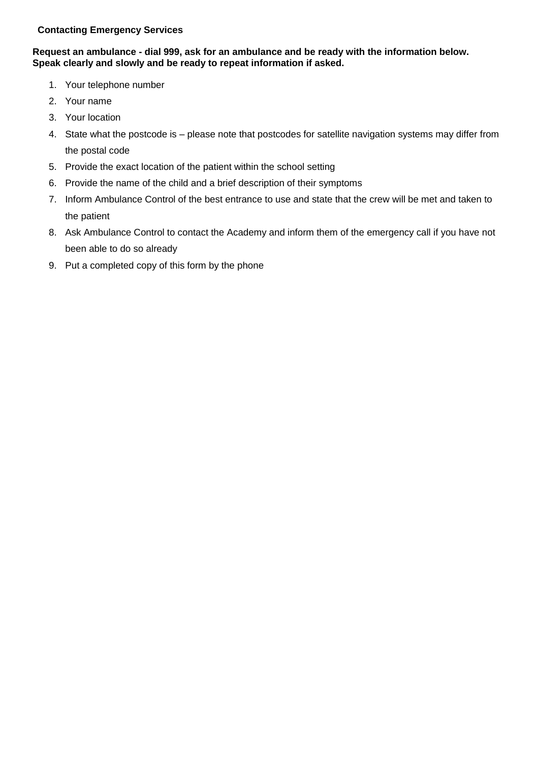## Contacting Emergency Services

**Request an ambulance - dial 999, ask for an ambulance and be ready with the information below.**
**Speak clearly and slowly and be ready to repeat information if asked.**

1. Your telephone number
2. Your name
3. Your location
4. State what the postcode is – please note that postcodes for satellite navigation systems may differ from the postal code
5. Provide the exact location of the patient within the school setting
6. Provide the name of the child and a brief description of their symptoms
7. Inform Ambulance Control of the best entrance to use and state that the crew will be met and taken to the patient
8. Ask Ambulance Control to contact the Academy and inform them of the emergency call if you have not been able to do so already
9. Put a completed copy of this form by the phone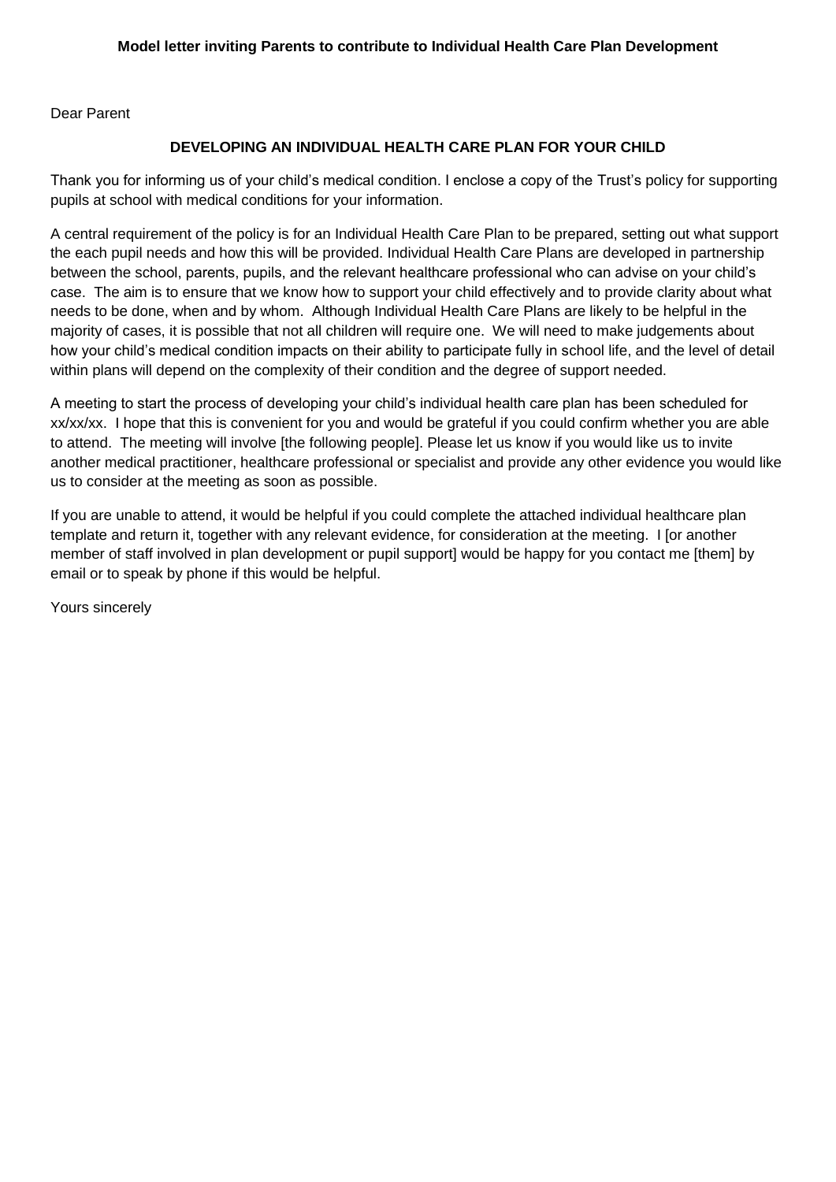**Model letter inviting Parents to contribute to Individual Health Care Plan Development**

Dear Parent

**DEVELOPING AN INDIVIDUAL HEALTH CARE PLAN FOR YOUR CHILD**

Thank you for informing us of your child's medical condition. I enclose a copy of the Trust's policy for supporting pupils at school with medical conditions for your information.

A central requirement of the policy is for an Individual Health Care Plan to be prepared, setting out what support the each pupil needs and how this will be provided. Individual Health Care Plans are developed in partnership between the school, parents, pupils, and the relevant healthcare professional who can advise on your child's case. The aim is to ensure that we know how to support your child effectively and to provide clarity about what needs to be done, when and by whom. Although Individual Health Care Plans are likely to be helpful in the majority of cases, it is possible that not all children will require one. We will need to make judgements about how your child's medical condition impacts on their ability to participate fully in school life, and the level of detail within plans will depend on the complexity of their condition and the degree of support needed.

A meeting to start the process of developing your child's individual health care plan has been scheduled for xx/xx/xx. I hope that this is convenient for you and would be grateful if you could confirm whether you are able to attend. The meeting will involve [the following people]. Please let us know if you would like us to invite another medical practitioner, healthcare professional or specialist and provide any other evidence you would like us to consider at the meeting as soon as possible.

If you are unable to attend, it would be helpful if you could complete the attached individual healthcare plan template and return it, together with any relevant evidence, for consideration at the meeting. I [or another member of staff involved in plan development or pupil support] would be happy for you contact me [them] by email or to speak by phone if this would be helpful.

Yours sincerely